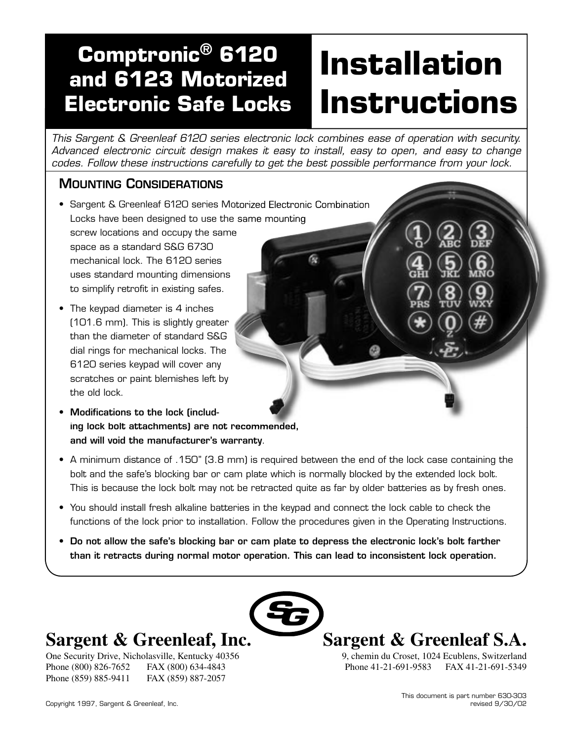# Comptronic® 6120 and 6123 Motorized Electronic Safe Locks

# Installation Instructions

*This Sargent & Greenleaf 6120 series electronic lock combines ease of operation with security. Advanced electronic circuit design makes it easy to install, easy to open, and easy to change codes. Follow these instructions carefully to get the best possible performance from your lock.*

## Mounting Considerations

- Sargent & Greenleaf 6120 series Motorized Electronic Combination Locks have been designed to use the same mounting screw locations and occupy the same space as a standard S&G 6730 mechanical lock. The 6120 series uses standard mounting dimensions to simplify retrofit in existing safes.
- The keypad diameter is 4 inches (101.6 mm). This is slightly greater than the diameter of standard S&G dial rings for mechanical locks. The 6120 series keypad will cover any scratches or paint blemishes left by the old lock.
- **Modifications to the lock (including lock bolt attachments) are not recommended, and will void the manufacturer's warranty**.
- A minimum distance of .150" (3.8 mm) is required between the end of the lock case containing the bolt and the safe's blocking bar or cam plate which is normally blocked by the extended lock bolt. This is because the lock bolt may not be retracted quite as far by older batteries as by fresh ones.
- You should install fresh alkaline batteries in the keypad and connect the lock cable to check the functions of the lock prior to installation. Follow the procedures given in the Operating Instructions.
- **Do not allow the safe's blocking bar or cam plate to depress the electronic lock's bolt farther than it retracts during normal motor operation. This can lead to inconsistent lock operation.**

**Sargent & Greenleaf, Inc.**
One Security Drive, Nicholasville, Kentucky 40356
Phone (800) 826-7652 FAX (800) 634-4843
Phone (859) 885-9411 FAX (859) 887-2057

**Sargent & Greenleaf S.A.**
9, chemin du Croset, 1024 Ecublens, Switzerland
Phone 41-21-691-9583 FAX 41-21-691-5349

Copyright 1997, Sargent & Greenleaf, Inc.

This document is part number 630-303
revised 9/30/02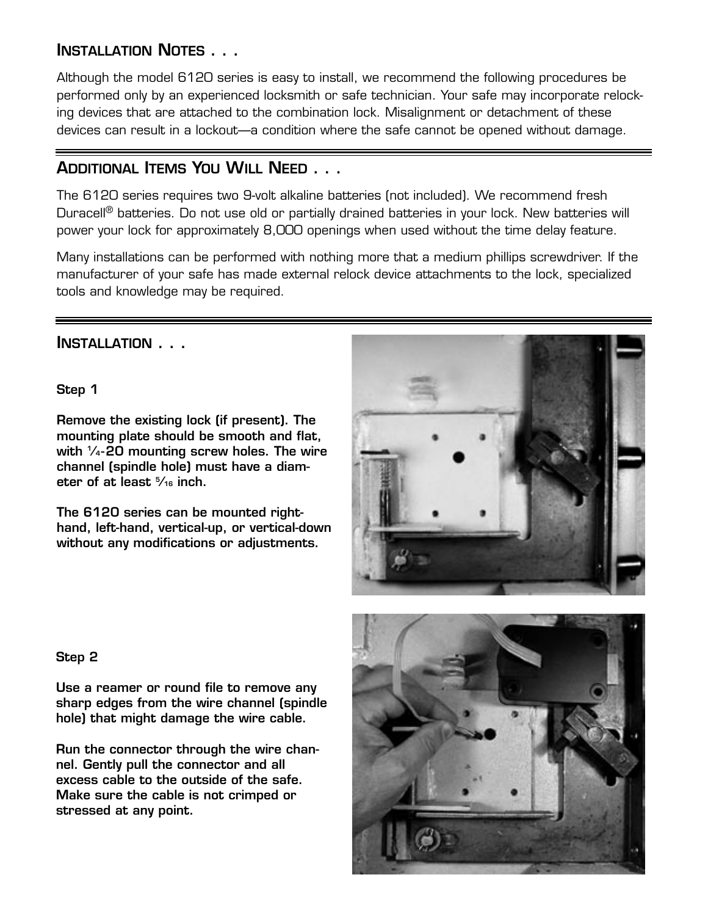## Installation Notes . . .

Although the model 6120 series is easy to install, we recommend the following procedures be performed only by an experienced locksmith or safe technician. Your safe may incorporate relocking devices that are attached to the combination lock. Misalignment or detachment of these devices can result in a lockout—a condition where the safe cannot be opened without damage.

## Additional Items You Will Need . . .

The 6120 series requires two 9-volt alkaline batteries (not included). We recommend fresh Duracell® batteries. Do not use old or partially drained batteries in your lock. New batteries will power your lock for approximately 8,000 openings when used without the time delay feature.

Many installations can be performed with nothing more that a medium phillips screwdriver. If the manufacturer of your safe has made external relock device attachments to the lock, specialized tools and knowledge may be required.

## Installation . . .

**Step 1**

**Remove the existing lock (if present). The mounting plate should be smooth and flat, with 1/4-20 mounting screw holes. The wire channel (spindle hole) must have a diameter of at least 5/16 inch.**

**The 6120 series can be mounted right-hand, left-hand, vertical-up, or vertical-down without any modifications or adjustments.**

**Step 2**

**Use a reamer or round file to remove any sharp edges from the wire channel (spindle hole) that might damage the wire cable.**

**Run the connector through the wire channel. Gently pull the connector and all excess cable to the outside of the safe. Make sure the cable is not crimped or stressed at any point.**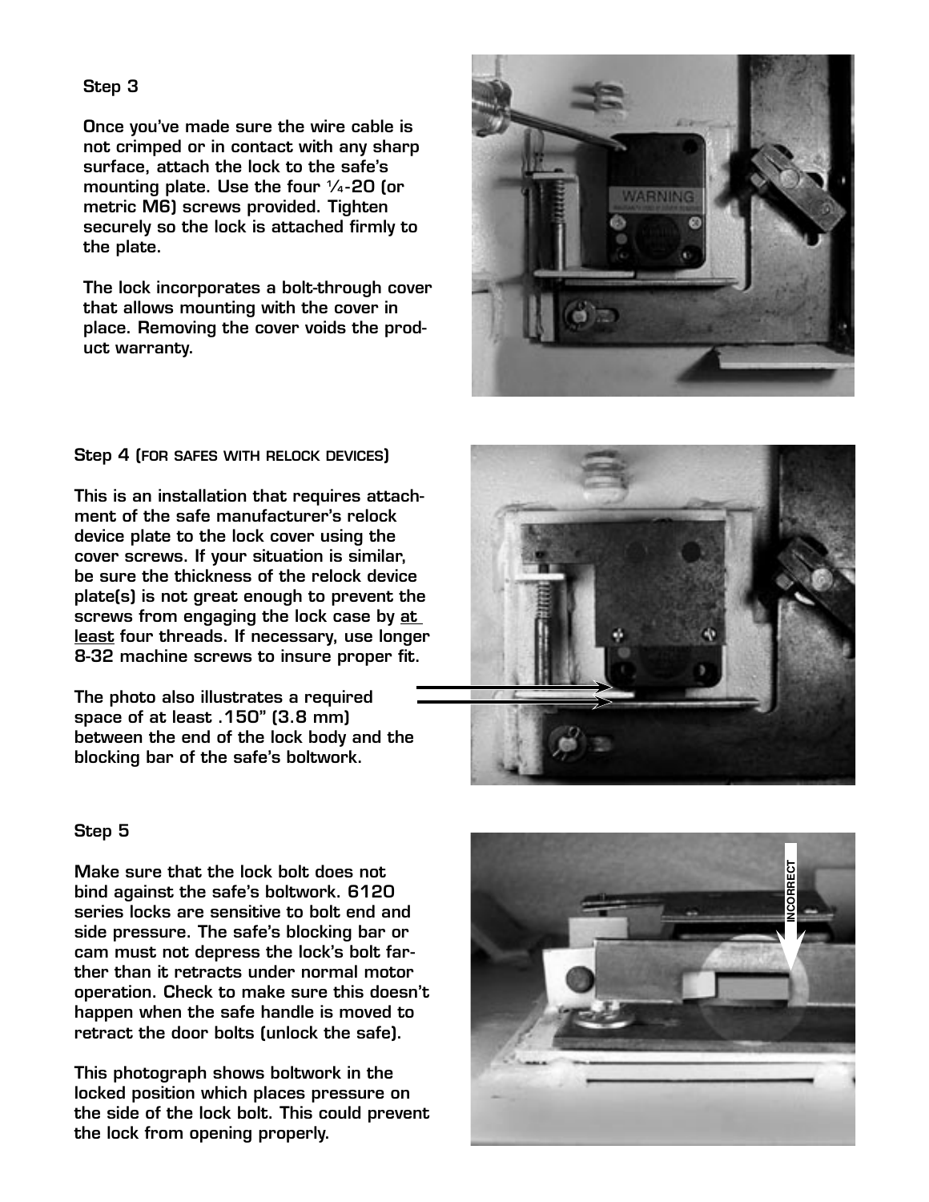### Step 3

Once you've made sure the wire cable is not crimped or in contact with any sharp surface, attach the lock to the safe's mounting plate. Use the four ¼-20 (or metric M6) screws provided. Tighten securely so the lock is attached firmly to the plate.

The lock incorporates a bolt-through cover that allows mounting with the cover in place. Removing the cover voids the product warranty.

### Step 4 (FOR SAFES WITH RELOCK DEVICES)

This is an installation that requires attachment of the safe manufacturer's relock device plate to the lock cover using the cover screws. If your situation is similar, be sure the thickness of the relock device plate(s) is not great enough to prevent the screws from engaging the lock case by <u>at least</u> four threads. If necessary, use longer 8-32 machine screws to insure proper fit.

The photo also illustrates a required space of at least .150" (3.8 mm) between the end of the lock body and the blocking bar of the safe's boltwork.

### Step 5

Make sure that the lock bolt does not bind against the safe's boltwork. 6120 series locks are sensitive to bolt end and side pressure. The safe's blocking bar or cam must not depress the lock's bolt farther than it retracts under normal motor operation. Check to make sure this doesn't happen when the safe handle is moved to retract the door bolts (unlock the safe).

This photograph shows boltwork in the locked position which places pressure on the side of the lock bolt. This could prevent the lock from opening properly.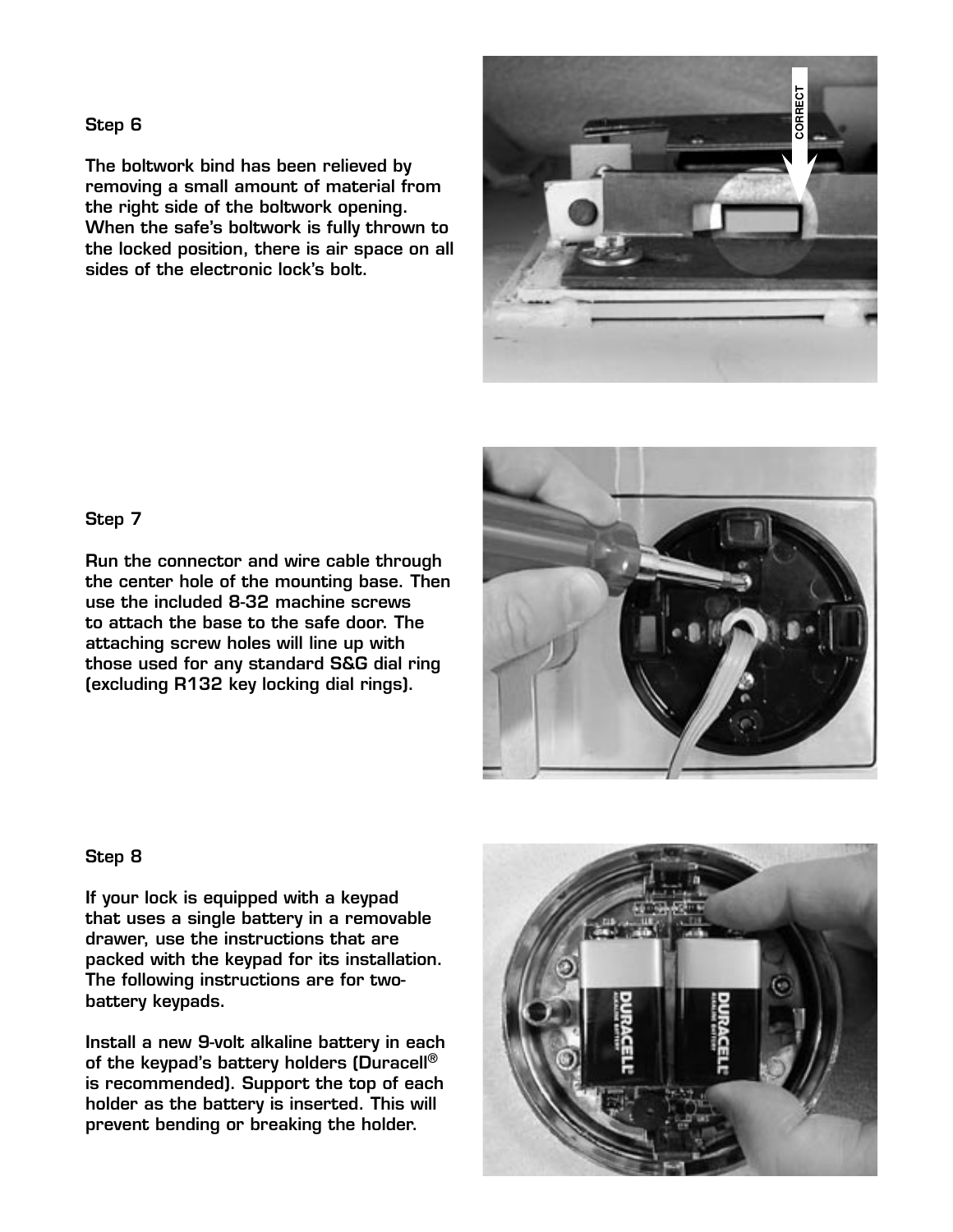### Step 6

The boltwork bind has been relieved by removing a small amount of material from the right side of the boltwork opening. When the safe's boltwork is fully thrown to the locked position, there is air space on all sides of the electronic lock's bolt.

### Step 7

Run the connector and wire cable through the center hole of the mounting base. Then use the included 8-32 machine screws to attach the base to the safe door. The attaching screw holes will line up with those used for any standard S&G dial ring (excluding R132 key locking dial rings).

### Step 8

If your lock is equipped with a keypad that uses a single battery in a removable drawer, use the instructions that are packed with the keypad for its installation. The following instructions are for two-battery keypads.

Install a new 9-volt alkaline battery in each of the keypad's battery holders (Duracell® is recommended). Support the top of each holder as the battery is inserted. This will prevent bending or breaking the holder.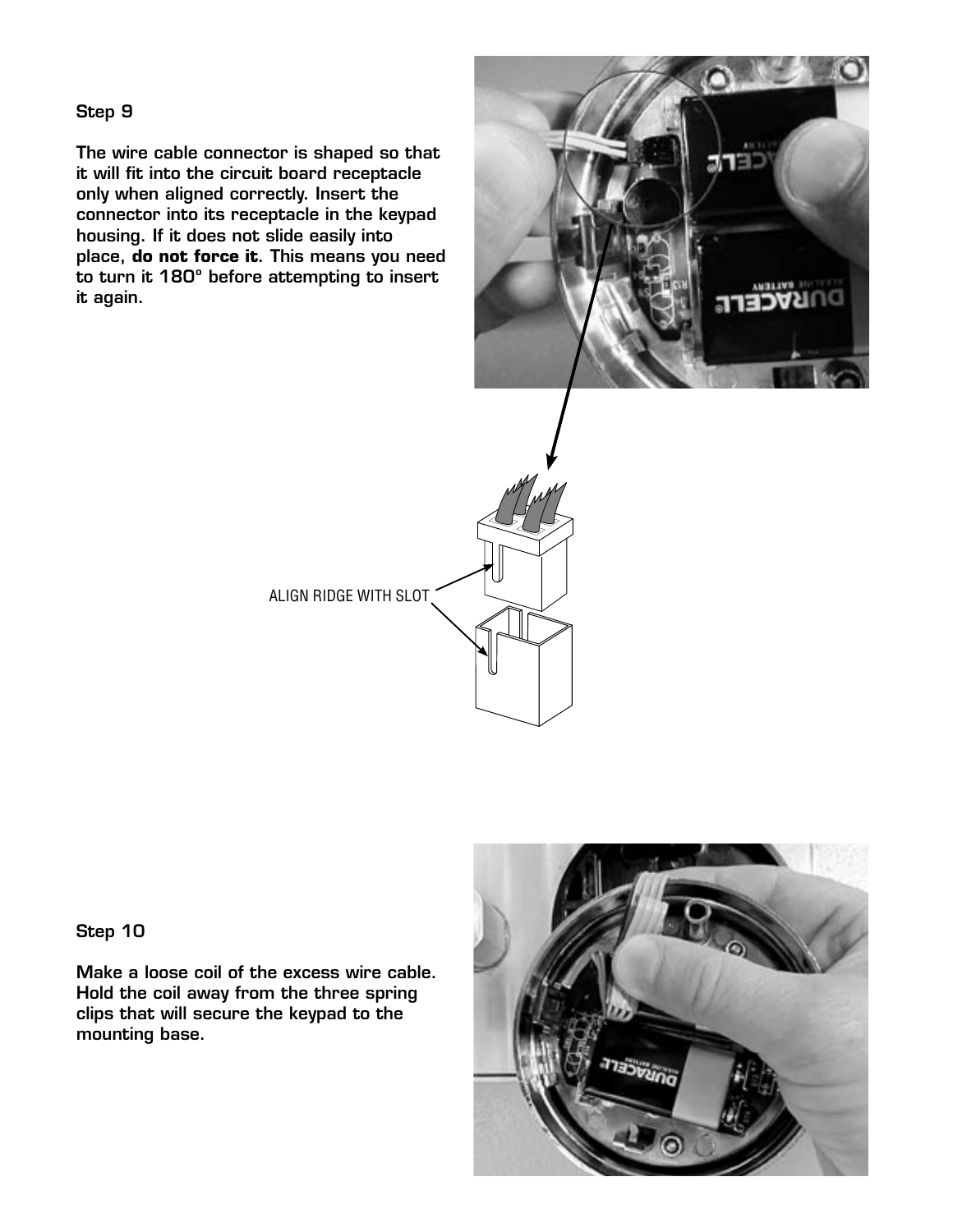### Step 9

The wire cable connector is shaped so that it will fit into the circuit board receptacle only when aligned correctly. Insert the connector into its receptacle in the keypad housing. If it does not slide easily into place, **do not force it**. This means you need to turn it 180° before attempting to insert it again.

ALIGN RIDGE WITH SLOT

### Step 10

Make a loose coil of the excess wire cable. Hold the coil away from the three spring clips that will secure the keypad to the mounting base.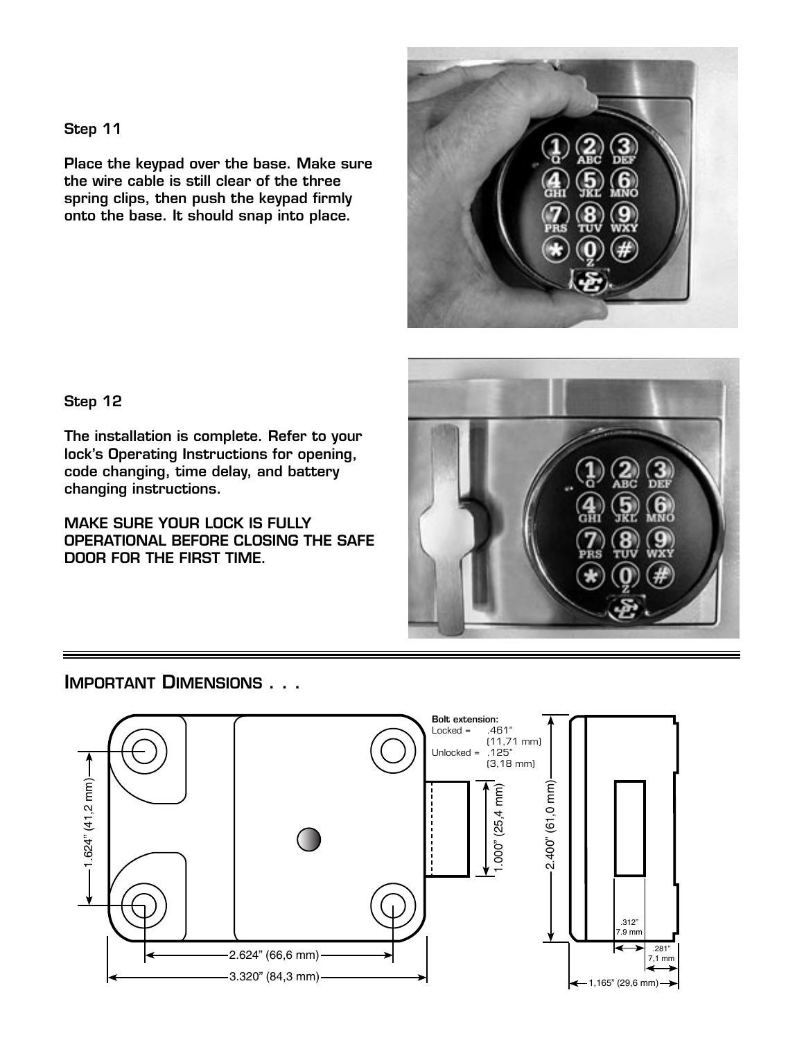**Step 11**

**Place the keypad over the base. Make sure the wire cable is still clear of the three spring clips, then push the keypad firmly onto the base. It should snap into place.**

**Step 12**

**The installation is complete. Refer to your lock's Operating Instructions for opening, code changing, time delay, and battery changing instructions.**

**MAKE SURE YOUR LOCK IS FULLY OPERATIONAL BEFORE CLOSING THE SAFE DOOR FOR THE FIRST TIME.**

## IMPORTANT DIMENSIONS . . .

**Bolt extension:**
Locked = .461" (11,71 mm)
Unlocked = .125" (3,18 mm)

1.624" (41,2 mm)
1.000" (25,4 mm)
2.624" (66,6 mm)
3.320" (84,3 mm)
2.400" (61,0 mm)
.312" 7.9 mm
.281" 7,1 mm
1,165" (29,6 mm)